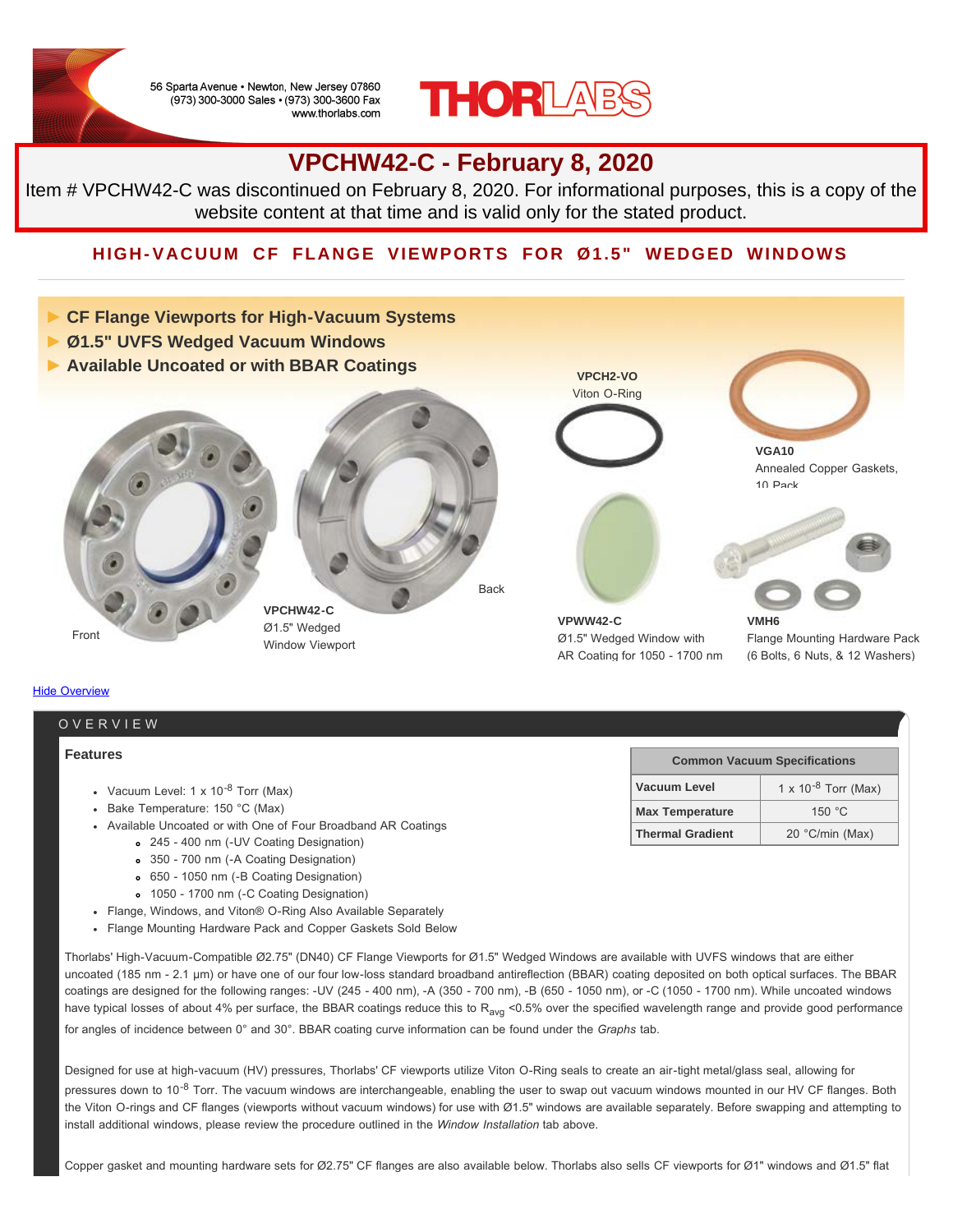56 Sparta Avenue • Newton, New Jersey 07860
(973) 300-3000 Sales • (973) 300-3600 Fax
www.thorlabs.com

THORLABS

# VPCHW42-C - February 8, 2020

Item # VPCHW42-C was discontinued on February 8, 2020. For informational purposes, this is a copy of the website content at that time and is valid only for the stated product.

## HIGH-VACUUM CF FLANGE VIEWPORTS FOR Ø1.5" WEDGED WINDOWS

- CF Flange Viewports for High-Vacuum Systems
- Ø1.5" UVFS Wedged Vacuum Windows
- Available Uncoated or with BBAR Coatings

Front

Back

**VPCHW42-C**
Ø1.5" Wedged Window Viewport

**VPCH2-VO**
Viton O-Ring

**VGA10**
Annealed Copper Gaskets, 10 Pack

**VPWW42-C**
Ø1.5" Wedged Window with AR Coating for 1050 - 1700 nm

**VMH6**
Flange Mounting Hardware Pack (6 Bolts, 6 Nuts, & 12 Washers)

Hide Overview

## OVERVIEW

### Features

- Vacuum Level: 1 x $10^{-8}$ Torr (Max)
- Bake Temperature: 150 °C (Max)
- Available Uncoated or with One of Four Broadband AR Coatings
  - 245 - 400 nm (-UV Coating Designation)
  - 350 - 700 nm (-A Coating Designation)
  - 650 - 1050 nm (-B Coating Designation)
  - 1050 - 1700 nm (-C Coating Designation)
- Flange, Windows, and Viton® O-Ring Also Available Separately
- Flange Mounting Hardware Pack and Copper Gaskets Sold Below

| Common Vacuum Specifications | |
|---|---|
| Vacuum Level | 1 x $10^{-8}$ Torr (Max) |
| Max Temperature | 150 °C |
| Thermal Gradient | 20 °C/min (Max) |

Thorlabs' High-Vacuum-Compatible Ø2.75" (DN40) CF Flange Viewports for Ø1.5" Wedged Windows are available with UVFS windows that are either uncoated (185 nm - 2.1 µm) or have one of our four low-loss standard broadband antireflection (BBAR) coating deposited on both optical surfaces. The BBAR coatings are designed for the following ranges: -UV (245 - 400 nm), -A (350 - 700 nm), -B (650 - 1050 nm), or -C (1050 - 1700 nm). While uncoated windows have typical losses of about 4% per surface, the BBAR coatings reduce this to $R_{avg}$ <0.5% over the specified wavelength range and provide good performance for angles of incidence between 0° and 30°. BBAR coating curve information can be found under the *Graphs* tab.

Designed for use at high-vacuum (HV) pressures, Thorlabs' CF viewports utilize Viton O-Ring seals to create an air-tight metal/glass seal, allowing for pressures down to $10^{-8}$ Torr. The vacuum windows are interchangeable, enabling the user to swap out vacuum windows mounted in our HV CF flanges. Both the Viton O-rings and CF flanges (viewports without vacuum windows) for use with Ø1.5" windows are available separately. Before swapping and attempting to install additional windows, please review the procedure outlined in the *Window Installation* tab above.

Copper gasket and mounting hardware sets for Ø2.75" CF flanges are also available below. Thorlabs also sells CF viewports for Ø1" windows and Ø1.5" flat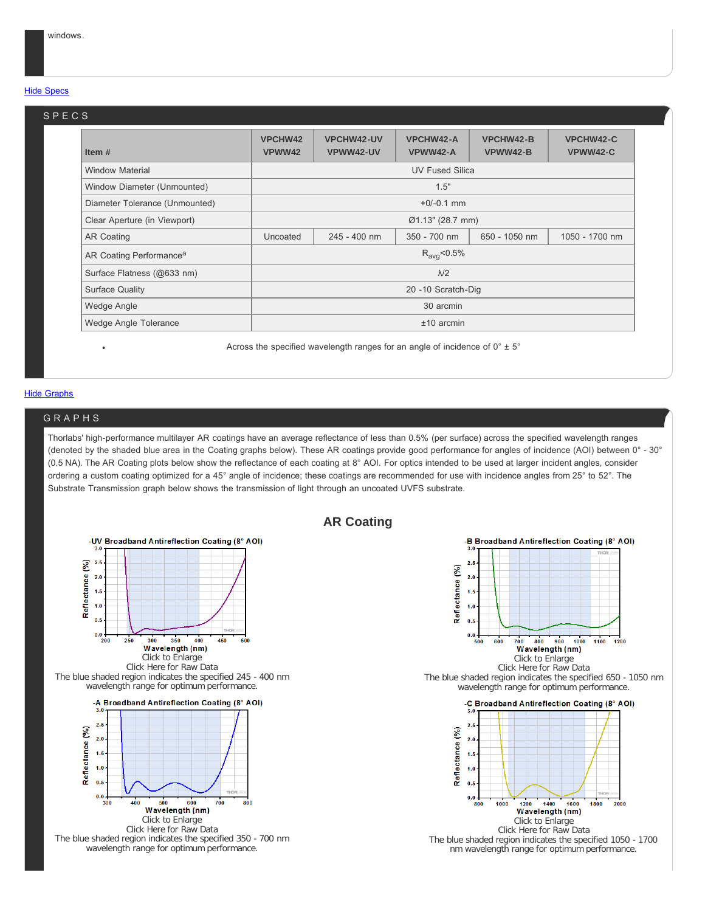windows.

Hide Specs

## SPECS

| Item # | VPCHW42 VPWW42 | VPCHW42-UV VPWW42-UV | VPCHW42-A VPWW42-A | VPCHW42-B VPWW42-B | VPCHW42-C VPWW42-C |
|---|---|---|---|---|---|
| Window Material | UV Fused Silica | | | | |
| Window Diameter (Unmounted) | 1.5" | | | | |
| Diameter Tolerance (Unmounted) | +0/-0.1 mm | | | | |
| Clear Aperture (in Viewport) | Ø1.13" (28.7 mm) | | | | |
| AR Coating | Uncoated | 245 - 400 nm | 350 - 700 nm | 650 - 1050 nm | 1050 - 1700 nm |
| AR Coating Performance[a] | $R_{avg}$<0.5% | | | | |
| Surface Flatness (@633 nm) | λ/2 | | | | |
| Surface Quality | 20 -10 Scratch-Dig | | | | |
| Wedge Angle | 30 arcmin | | | | |
| Wedge Angle Tolerance | ±10 arcmin | | | | |

- Across the specified wavelength ranges for an angle of incidence of 0° ± 5°

Hide Graphs

## GRAPHS

Thorlabs' high-performance multilayer AR coatings have an average reflectance of less than 0.5% (per surface) across the specified wavelength ranges (denoted by the shaded blue area in the Coating graphs below). These AR coatings provide good performance for angles of incidence (AOI) between 0° - 30° (0.5 NA). The AR Coating plots below show the reflectance of each coating at 8° AOI. For optics intended to be used at larger incident angles, consider ordering a custom coating optimized for a 45° angle of incidence; these coatings are recommended for use with incidence angles from 25° to 52°. The Substrate Transmission graph below shows the transmission of light through an uncoated UVFS substrate.

### AR Coating

-UV Broadband Antireflection Coating (8° AOI)

Click to Enlarge

Click Here for Raw Data

The blue shaded region indicates the specified 245 - 400 nm wavelength range for optimum performance.

-B Broadband Antireflection Coating (8° AOI)

Click to Enlarge

Click Here for Raw Data

The blue shaded region indicates the specified 650 - 1050 nm wavelength range for optimum performance.

-A Broadband Antireflection Coating (8° AOI)

Click to Enlarge

Click Here for Raw Data

The blue shaded region indicates the specified 350 - 700 nm wavelength range for optimum performance.

-C Broadband Antireflection Coating (8° AOI)

Click to Enlarge

Click Here for Raw Data

The blue shaded region indicates the specified 1050 - 1700 nm wavelength range for optimum performance.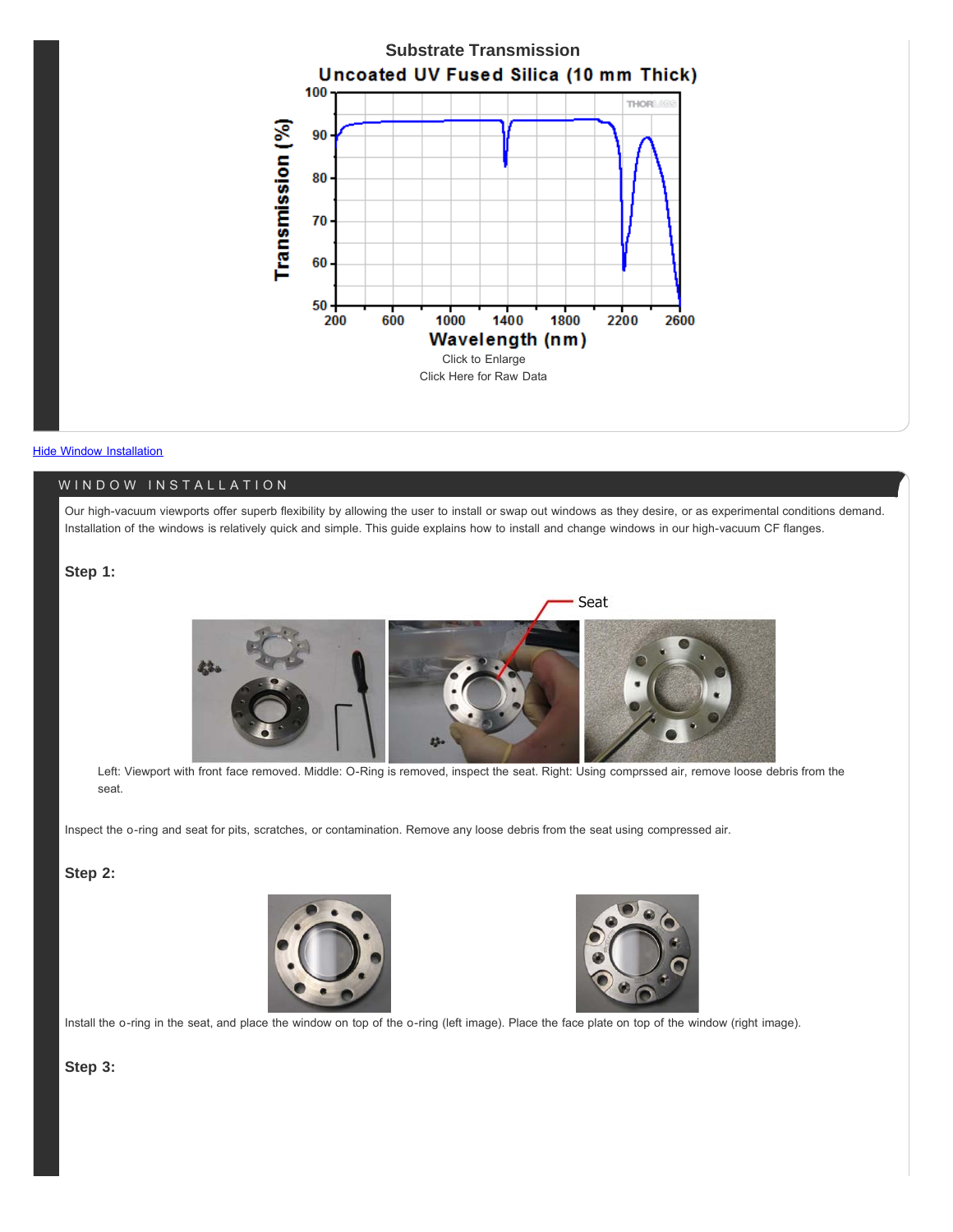Substrate Transmission

Click to Enlarge

Click Here for Raw Data

Hide Window Installation

## WINDOW INSTALLATION

Our high-vacuum viewports offer superb flexibility by allowing the user to install or swap out windows as they desire, or as experimental conditions demand. Installation of the windows is relatively quick and simple. This guide explains how to install and change windows in our high-vacuum CF flanges.

### Step 1:

Left: Viewport with front face removed. Middle: O-Ring is removed, inspect the seat. Right: Using comprssed air, remove loose debris from the seat.

Inspect the o-ring and seat for pits, scratches, or contamination. Remove any loose debris from the seat using compressed air.

### Step 2:

Install the o-ring in the seat, and place the window on top of the o-ring (left image). Place the face plate on top of the window (right image).

### Step 3: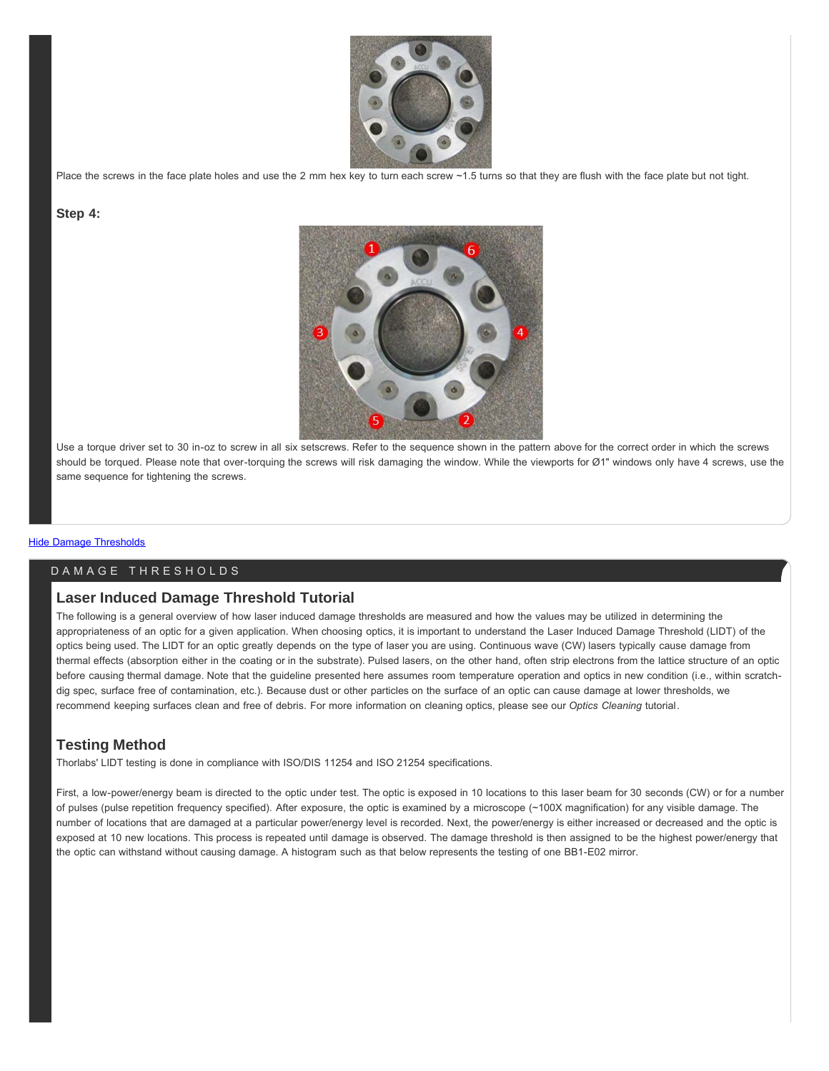Place the screws in the face plate holes and use the 2 mm hex key to turn each screw ~1.5 turns so that they are flush with the face plate but not tight.

### Step 4:

Use a torque driver set to 30 in-oz to screw in all six setscrews. Refer to the sequence shown in the pattern above for the correct order in which the screws should be torqued. Please note that over-torquing the screws will risk damaging the window. While the viewports for Ø1" windows only have 4 screws, use the same sequence for tightening the screws.

Hide Damage Thresholds

## DAMAGE THRESHOLDS

### Laser Induced Damage Threshold Tutorial

The following is a general overview of how laser induced damage thresholds are measured and how the values may be utilized in determining the appropriateness of an optic for a given application. When choosing optics, it is important to understand the Laser Induced Damage Threshold (LIDT) of the optics being used. The LIDT for an optic greatly depends on the type of laser you are using. Continuous wave (CW) lasers typically cause damage from thermal effects (absorption either in the coating or in the substrate). Pulsed lasers, on the other hand, often strip electrons from the lattice structure of an optic before causing thermal damage. Note that the guideline presented here assumes room temperature operation and optics in new condition (i.e., within scratch-dig spec, surface free of contamination, etc.). Because dust or other particles on the surface of an optic can cause damage at lower thresholds, we recommend keeping surfaces clean and free of debris. For more information on cleaning optics, please see our *Optics Cleaning* tutorial.

### Testing Method

Thorlabs' LIDT testing is done in compliance with ISO/DIS 11254 and ISO 21254 specifications.

First, a low-power/energy beam is directed to the optic under test. The optic is exposed in 10 locations to this laser beam for 30 seconds (CW) or for a number of pulses (pulse repetition frequency specified). After exposure, the optic is examined by a microscope (~100X magnification) for any visible damage. The number of locations that are damaged at a particular power/energy level is recorded. Next, the power/energy is either increased or decreased and the optic is exposed at 10 new locations. This process is repeated until damage is observed. The damage threshold is then assigned to be the highest power/energy that the optic can withstand without causing damage. A histogram such as that below represents the testing of one BB1-E02 mirror.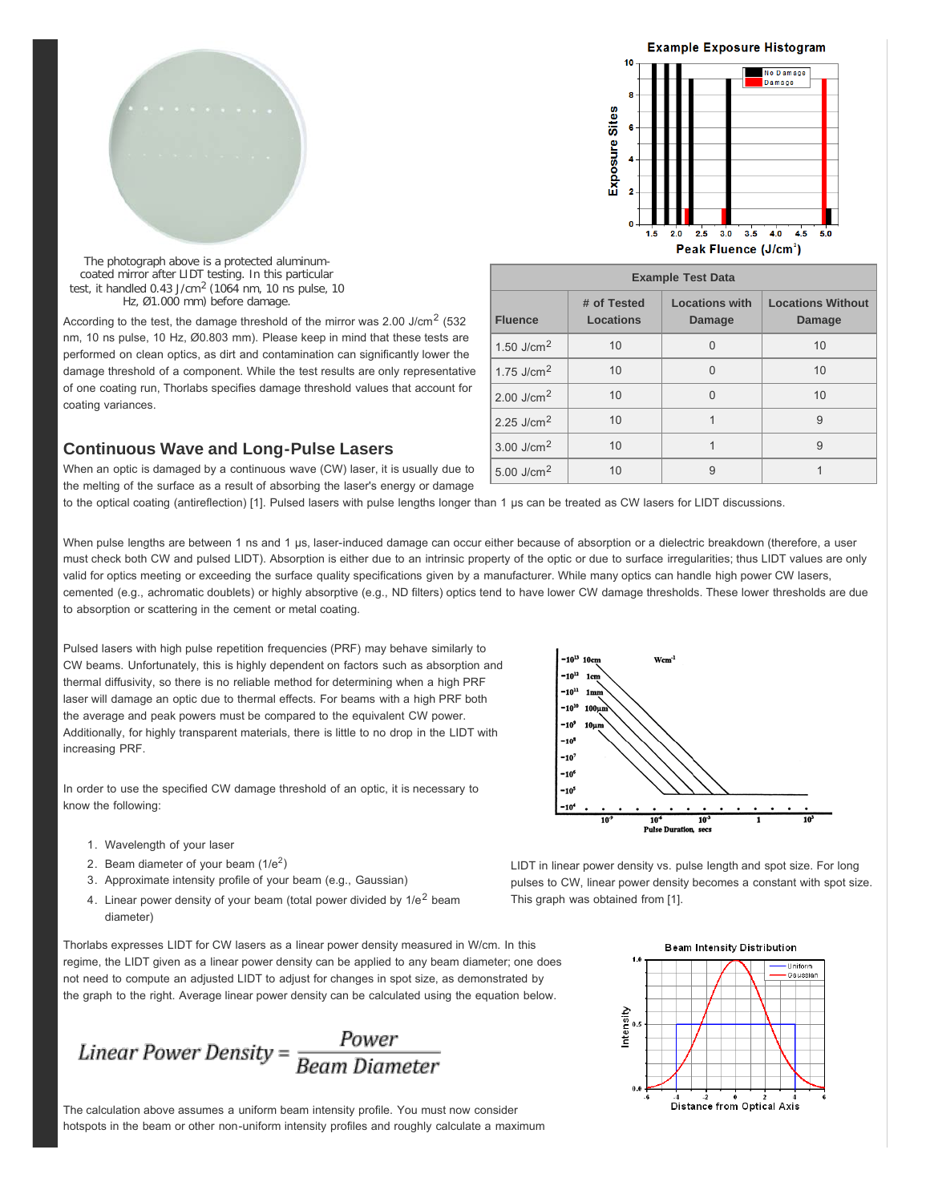The photograph above is a protected aluminum-coated mirror after LIDT testing. In this particular test, it handled 0.43 J/cm$^2$ (1064 nm, 10 ns pulse, 10 Hz, Ø1.000 mm) before damage.

| Example Test Data | | | |
|---|---|---|---|
| Fluence | # of Tested Locations | Locations with Damage | Locations Without Damage |
| 1.50 J/cm$^2$ | 10 | 0 | 10 |
| 1.75 J/cm$^2$ | 10 | 0 | 10 |
| 2.00 J/cm$^2$ | 10 | 0 | 10 |
| 2.25 J/cm$^2$ | 10 | 1 | 9 |
| 3.00 J/cm$^2$ | 10 | 1 | 9 |
| 5.00 J/cm$^2$ | 10 | 9 | 1 |

According to the test, the damage threshold of the mirror was 2.00 J/cm$^2$ (532 nm, 10 ns pulse, 10 Hz, Ø0.803 mm). Please keep in mind that these tests are performed on clean optics, as dirt and contamination can significantly lower the damage threshold of a component. While the test results are only representative of one coating run, Thorlabs specifies damage threshold values that account for coating variances.

## Continuous Wave and Long-Pulse Lasers

When an optic is damaged by a continuous wave (CW) laser, it is usually due to the melting of the surface as a result of absorbing the laser's energy or damage to the optical coating (antireflection) [1]. Pulsed lasers with pulse lengths longer than 1 µs can be treated as CW lasers for LIDT discussions.

When pulse lengths are between 1 ns and 1 µs, laser-induced damage can occur either because of absorption or a dielectric breakdown (therefore, a user must check both CW and pulsed LIDT). Absorption is either due to an intrinsic property of the optic or due to surface irregularities; thus LIDT values are only valid for optics meeting or exceeding the surface quality specifications given by a manufacturer. While many optics can handle high power CW lasers, cemented (e.g., achromatic doublets) or highly absorptive (e.g., ND filters) optics tend to have lower CW damage thresholds. These lower thresholds are due to absorption or scattering in the cement or metal coating.

Pulsed lasers with high pulse repetition frequencies (PRF) may behave similarly to CW beams. Unfortunately, this is highly dependent on factors such as absorption and thermal diffusivity, so there is no reliable method for determining when a high PRF laser will damage an optic due to thermal effects. For beams with a high PRF both the average and peak powers must be compared to the equivalent CW power. Additionally, for highly transparent materials, there is little to no drop in the LIDT with increasing PRF.

LIDT in linear power density vs. pulse length and spot size. For long pulses to CW, linear power density becomes a constant with spot size. This graph was obtained from [1].

In order to use the specified CW damage threshold of an optic, it is necessary to know the following:

1. Wavelength of your laser
2. Beam diameter of your beam (1/e$^2$)
3. Approximate intensity profile of your beam (e.g., Gaussian)
4. Linear power density of your beam (total power divided by 1/e$^2$ beam diameter)

Thorlabs expresses LIDT for CW lasers as a linear power density measured in W/cm. In this regime, the LIDT given as a linear power density can be applied to any beam diameter; one does not need to compute an adjusted LIDT to adjust for changes in spot size, as demonstrated by the graph to the right. Average linear power density can be calculated using the equation below.

$$\text{Linear Power Density} = \frac{\text{Power}}{\text{Beam Diameter}}$$

The calculation above assumes a uniform beam intensity profile. You must now consider hotspots in the beam or other non-uniform intensity profiles and roughly calculate a maximum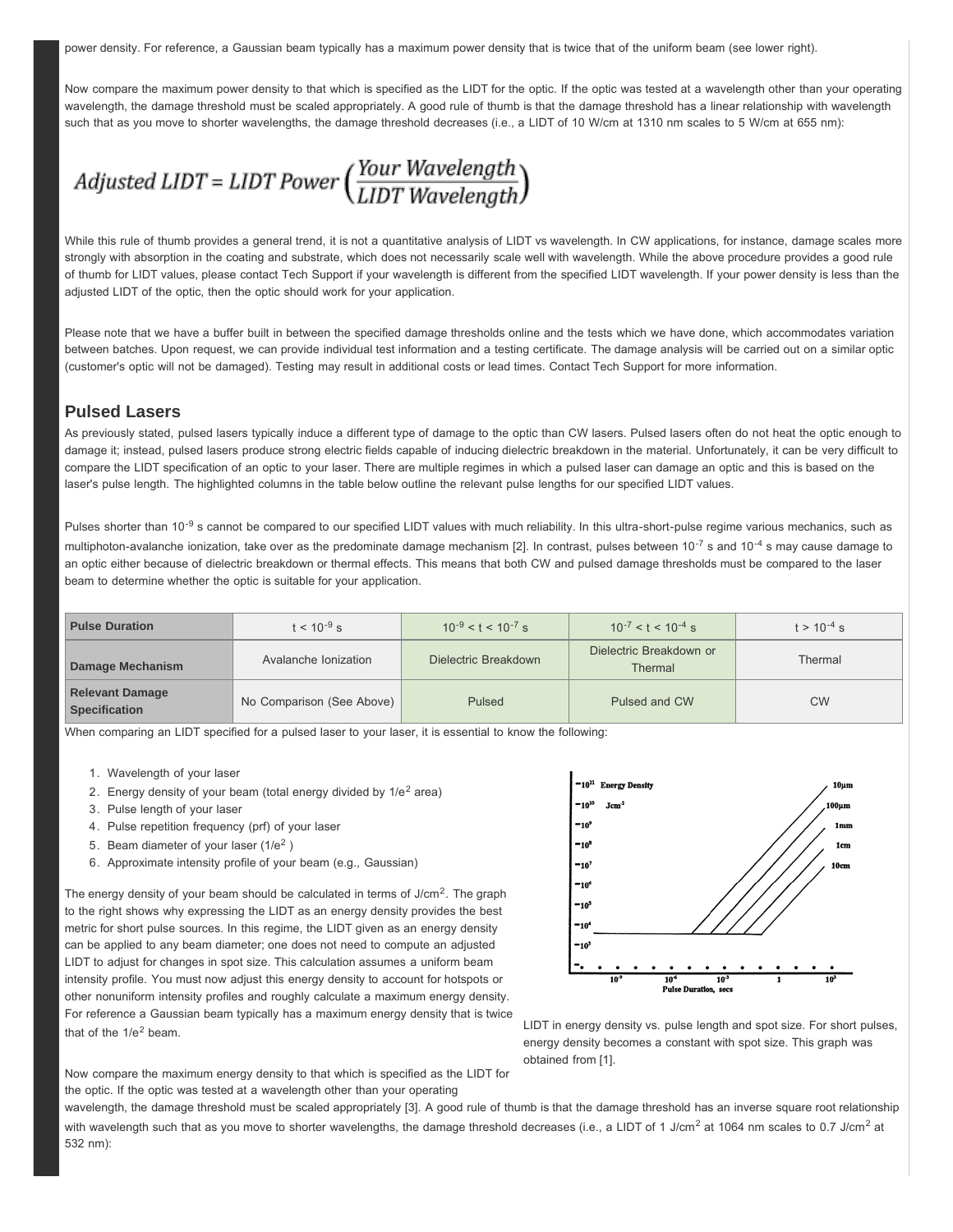power density. For reference, a Gaussian beam typically has a maximum power density that is twice that of the uniform beam (see lower right).

Now compare the maximum power density to that which is specified as the LIDT for the optic. If the optic was tested at a wavelength other than your operating wavelength, the damage threshold must be scaled appropriately. A good rule of thumb is that the damage threshold has a linear relationship with wavelength such that as you move to shorter wavelengths, the damage threshold decreases (i.e., a LIDT of 10 W/cm at 1310 nm scales to 5 W/cm at 655 nm):

$$Adjusted\ LIDT = LIDT\ Power\left(\frac{Your\ Wavelength}{LIDT\ Wavelength}\right)$$

While this rule of thumb provides a general trend, it is not a quantitative analysis of LIDT vs wavelength. In CW applications, for instance, damage scales more strongly with absorption in the coating and substrate, which does not necessarily scale well with wavelength. While the above procedure provides a good rule of thumb for LIDT values, please contact Tech Support if your wavelength is different from the specified LIDT wavelength. If your power density is less than the adjusted LIDT of the optic, then the optic should work for your application.

Please note that we have a buffer built in between the specified damage thresholds online and the tests which we have done, which accommodates variation between batches. Upon request, we can provide individual test information and a testing certificate. The damage analysis will be carried out on a similar optic (customer's optic will not be damaged). Testing may result in additional costs or lead times. Contact Tech Support for more information.

## Pulsed Lasers

As previously stated, pulsed lasers typically induce a different type of damage to the optic than CW lasers. Pulsed lasers often do not heat the optic enough to damage it; instead, pulsed lasers produce strong electric fields capable of inducing dielectric breakdown in the material. Unfortunately, it can be very difficult to compare the LIDT specification of an optic to your laser. There are multiple regimes in which a pulsed laser can damage an optic and this is based on the laser's pulse length. The highlighted columns in the table below outline the relevant pulse lengths for our specified LIDT values.

Pulses shorter than $10^{-9}$ s cannot be compared to our specified LIDT values with much reliability. In this ultra-short-pulse regime various mechanics, such as multiphoton-avalanche ionization, take over as the predominate damage mechanism [2]. In contrast, pulses between $10^{-7}$ s and $10^{-4}$ s may cause damage to an optic either because of dielectric breakdown or thermal effects. This means that both CW and pulsed damage thresholds must be compared to the laser beam to determine whether the optic is suitable for your application.

| **Pulse Duration** | $t < 10^{-9}$ s | $10^{-9} < t < 10^{-7}$ s | $10^{-7} < t < 10^{-4}$ s | $t > 10^{-4}$ s |
|---|---|---|---|---|
| **Damage Mechanism** | Avalanche Ionization | Dielectric Breakdown | Dielectric Breakdown or Thermal | Thermal |
| **Relevant Damage Specification** | No Comparison (See Above) | Pulsed | Pulsed and CW | CW |

When comparing an LIDT specified for a pulsed laser to your laser, it is essential to know the following:

1. Wavelength of your laser
2. Energy density of your beam (total energy divided by $1/e^2$ area)
3. Pulse length of your laser
4. Pulse repetition frequency (prf) of your laser
5. Beam diameter of your laser ($1/e^2$ )
6. Approximate intensity profile of your beam (e.g., Gaussian)

The energy density of your beam should be calculated in terms of J/cm$^2$. The graph to the right shows why expressing the LIDT as an energy density provides the best metric for short pulse sources. In this regime, the LIDT given as an energy density can be applied to any beam diameter; one does not need to compute an adjusted LIDT to adjust for changes in spot size. This calculation assumes a uniform beam intensity profile. You must now adjust this energy density to account for hotspots or other nonuniform intensity profiles and roughly calculate a maximum energy density. For reference a Gaussian beam typically has a maximum energy density that is twice that of the $1/e^2$ beam.

LIDT in energy density vs. pulse length and spot size. For short pulses, energy density becomes a constant with spot size. This graph was obtained from [1].

Now compare the maximum energy density to that which is specified as the LIDT for the optic. If the optic was tested at a wavelength other than your operating wavelength, the damage threshold must be scaled appropriately [3]. A good rule of thumb is that the damage threshold has an inverse square root relationship with wavelength such that as you move to shorter wavelengths, the damage threshold decreases (i.e., a LIDT of 1 J/cm$^2$ at 1064 nm scales to 0.7 J/cm$^2$ at 532 nm):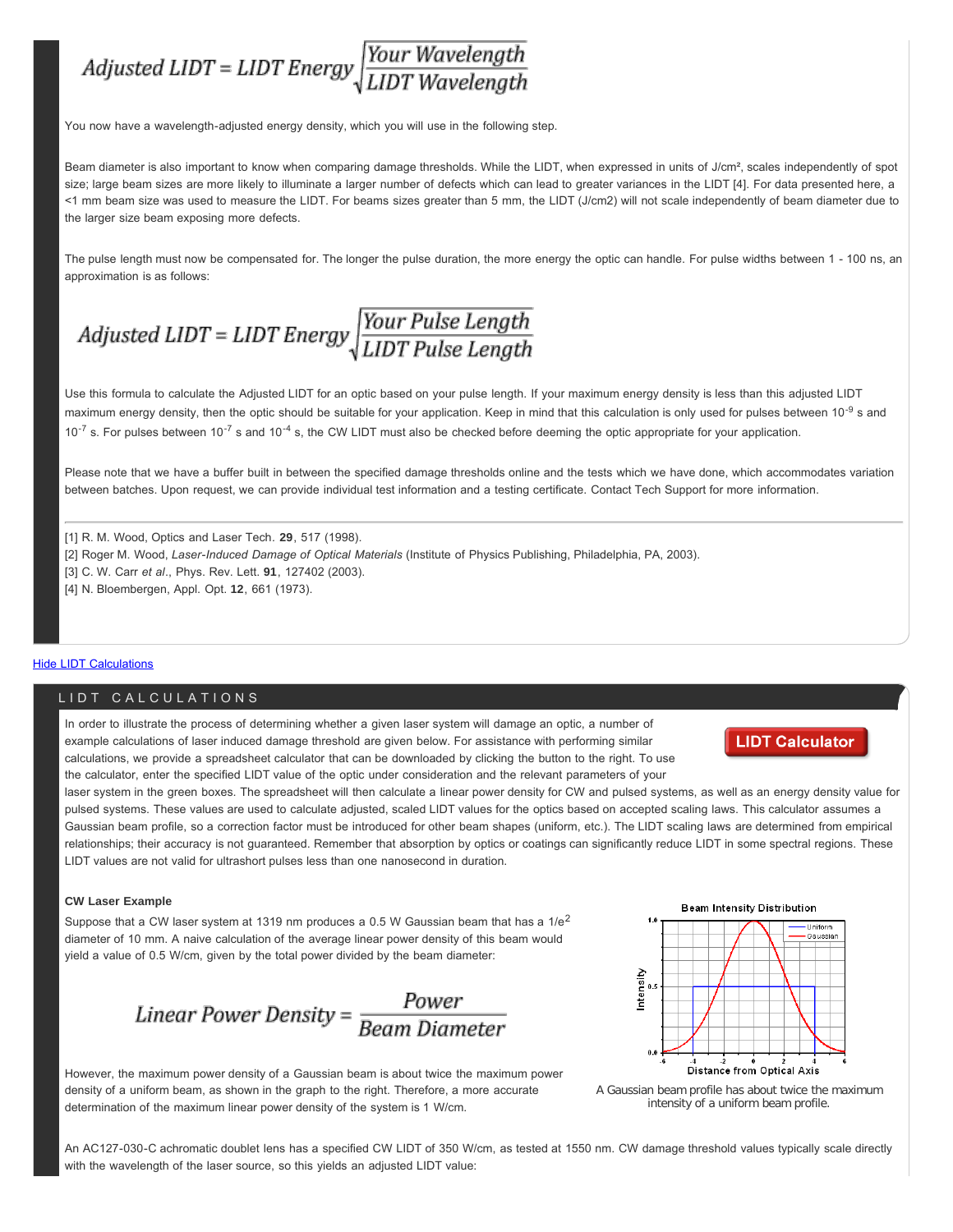$$Adjusted\ LIDT = LIDT\ Energy\sqrt{\frac{Your\ Wavelength}{LIDT\ Wavelength}}$$

You now have a wavelength-adjusted energy density, which you will use in the following step.

Beam diameter is also important to know when comparing damage thresholds. While the LIDT, when expressed in units of J/cm², scales independently of spot size; large beam sizes are more likely to illuminate a larger number of defects which can lead to greater variances in the LIDT [4]. For data presented here, a <1 mm beam size was used to measure the LIDT. For beams sizes greater than 5 mm, the LIDT (J/cm2) will not scale independently of beam diameter due to the larger size beam exposing more defects.

The pulse length must now be compensated for. The longer the pulse duration, the more energy the optic can handle. For pulse widths between 1 - 100 ns, an approximation is as follows:

$$Adjusted\ LIDT = LIDT\ Energy\sqrt{\frac{Your\ Pulse\ Length}{LIDT\ Pulse\ Length}}$$

Use this formula to calculate the Adjusted LIDT for an optic based on your pulse length. If your maximum energy density is less than this adjusted LIDT maximum energy density, then the optic should be suitable for your application. Keep in mind that this calculation is only used for pulses between $10^{-9}$ s and $10^{-7}$ s. For pulses between $10^{-7}$ s and $10^{-4}$ s, the CW LIDT must also be checked before deeming the optic appropriate for your application.

Please note that we have a buffer built in between the specified damage thresholds online and the tests which we have done, which accommodates variation between batches. Upon request, we can provide individual test information and a testing certificate. Contact Tech Support for more information.

---

[1] R. M. Wood, Optics and Laser Tech. **29**, 517 (1998).
[2] Roger M. Wood, *Laser-Induced Damage of Optical Materials* (Institute of Physics Publishing, Philadelphia, PA, 2003).
[3] C. W. Carr *et al*., Phys. Rev. Lett. **91**, 127402 (2003).
[4] N. Bloembergen, Appl. Opt. **12**, 661 (1973).

Hide LIDT Calculations

## LIDT CALCULATIONS

LIDT Calculator

In order to illustrate the process of determining whether a given laser system will damage an optic, a number of example calculations of laser induced damage threshold are given below. For assistance with performing similar calculations, we provide a spreadsheet calculator that can be downloaded by clicking the button to the right. To use the calculator, enter the specified LIDT value of the optic under consideration and the relevant parameters of your laser system in the green boxes. The spreadsheet will then calculate a linear power density for CW and pulsed systems, as well as an energy density value for pulsed systems. These values are used to calculate adjusted, scaled LIDT values for the optics based on accepted scaling laws. This calculator assumes a Gaussian beam profile, so a correction factor must be introduced for other beam shapes (uniform, etc.). The LIDT scaling laws are determined from empirical relationships; their accuracy is not guaranteed. Remember that absorption by optics or coatings can significantly reduce LIDT in some spectral regions. These LIDT values are not valid for ultrashort pulses less than one nanosecond in duration.

### CW Laser Example

Suppose that a CW laser system at 1319 nm produces a 0.5 W Gaussian beam that has a $1/e^2$ diameter of 10 mm. A naive calculation of the average linear power density of this beam would yield a value of 0.5 W/cm, given by the total power divided by the beam diameter:

$$Linear\ Power\ Density = \frac{Power}{Beam\ Diameter}$$

However, the maximum power density of a Gaussian beam is about twice the maximum power density of a uniform beam, as shown in the graph to the right. Therefore, a more accurate determination of the maximum linear power density of the system is 1 W/cm.

A Gaussian beam profile has about twice the maximum intensity of a uniform beam profile.

An AC127-030-C achromatic doublet lens has a specified CW LIDT of 350 W/cm, as tested at 1550 nm. CW damage threshold values typically scale directly with the wavelength of the laser source, so this yields an adjusted LIDT value: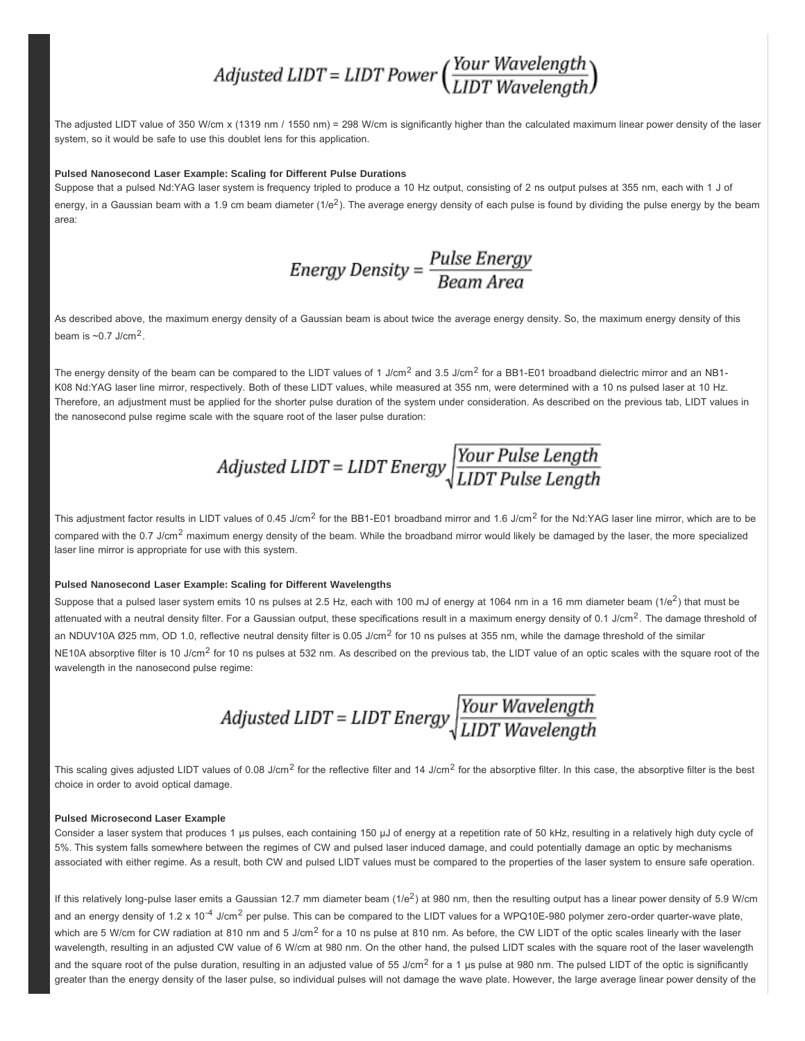$$Adjusted\ LIDT = LIDT\ Power\left(\frac{Your\ Wavelength}{LIDT\ Wavelength}\right)$$

The adjusted LIDT value of 350 W/cm x (1319 nm / 1550 nm) = 298 W/cm is significantly higher than the calculated maximum linear power density of the laser system, so it would be safe to use this doublet lens for this application.

**Pulsed Nanosecond Laser Example: Scaling for Different Pulse Durations**

Suppose that a pulsed Nd:YAG laser system is frequency tripled to produce a 10 Hz output, consisting of 2 ns output pulses at 355 nm, each with 1 J of energy, in a Gaussian beam with a 1.9 cm beam diameter ($1/e^2$). The average energy density of each pulse is found by dividing the pulse energy by the beam area:

$$Energy\ Density = \frac{Pulse\ Energy}{Beam\ Area}$$

As described above, the maximum energy density of a Gaussian beam is about twice the average energy density. So, the maximum energy density of this beam is ~0.7 J/cm$^2$.

The energy density of the beam can be compared to the LIDT values of 1 J/cm$^2$ and 3.5 J/cm$^2$ for a BB1-E01 broadband dielectric mirror and an NB1-K08 Nd:YAG laser line mirror, respectively. Both of these LIDT values, while measured at 355 nm, were determined with a 10 ns pulsed laser at 10 Hz. Therefore, an adjustment must be applied for the shorter pulse duration of the system under consideration. As described on the previous tab, LIDT values in the nanosecond pulse regime scale with the square root of the laser pulse duration:

$$Adjusted\ LIDT = LIDT\ Energy\sqrt{\frac{Your\ Pulse\ Length}{LIDT\ Pulse\ Length}}$$

This adjustment factor results in LIDT values of 0.45 J/cm$^2$ for the BB1-E01 broadband mirror and 1.6 J/cm$^2$ for the Nd:YAG laser line mirror, which are to be compared with the 0.7 J/cm$^2$ maximum energy density of the beam. While the broadband mirror would likely be damaged by the laser, the more specialized laser line mirror is appropriate for use with this system.

**Pulsed Nanosecond Laser Example: Scaling for Different Wavelengths**

Suppose that a pulsed laser system emits 10 ns pulses at 2.5 Hz, each with 100 mJ of energy at 1064 nm in a 16 mm diameter beam ($1/e^2$) that must be attenuated with a neutral density filter. For a Gaussian output, these specifications result in a maximum energy density of 0.1 J/cm$^2$. The damage threshold of an NDUV10A Ø25 mm, OD 1.0, reflective neutral density filter is 0.05 J/cm$^2$ for 10 ns pulses at 355 nm, while the damage threshold of the similar NE10A absorptive filter is 10 J/cm$^2$ for 10 ns pulses at 532 nm. As described on the previous tab, the LIDT value of an optic scales with the square root of the wavelength in the nanosecond pulse regime:

$$Adjusted\ LIDT = LIDT\ Energy\sqrt{\frac{Your\ Wavelength}{LIDT\ Wavelength}}$$

This scaling gives adjusted LIDT values of 0.08 J/cm$^2$ for the reflective filter and 14 J/cm$^2$ for the absorptive filter. In this case, the absorptive filter is the best choice in order to avoid optical damage.

**Pulsed Microsecond Laser Example**

Consider a laser system that produces 1 µs pulses, each containing 150 µJ of energy at a repetition rate of 50 kHz, resulting in a relatively high duty cycle of 5%. This system falls somewhere between the regimes of CW and pulsed laser induced damage, and could potentially damage an optic by mechanisms associated with either regime. As a result, both CW and pulsed LIDT values must be compared to the properties of the laser system to ensure safe operation.

If this relatively long-pulse laser emits a Gaussian 12.7 mm diameter beam ($1/e^2$) at 980 nm, then the resulting output has a linear power density of 5.9 W/cm and an energy density of $1.2 \times 10^{-4}$ J/cm$^2$ per pulse. This can be compared to the LIDT values for a WPQ10E-980 polymer zero-order quarter-wave plate, which are 5 W/cm for CW radiation at 810 nm and 5 J/cm$^2$ for a 10 ns pulse at 810 nm. As before, the CW LIDT of the optic scales linearly with the laser wavelength, resulting in an adjusted CW value of 6 W/cm at 980 nm. On the other hand, the pulsed LIDT scales with the square root of the laser wavelength and the square root of the pulse duration, resulting in an adjusted value of 55 J/cm$^2$ for a 1 µs pulse at 980 nm. The pulsed LIDT of the optic is significantly greater than the energy density of the laser pulse, so individual pulses will not damage the wave plate. However, the large average linear power density of the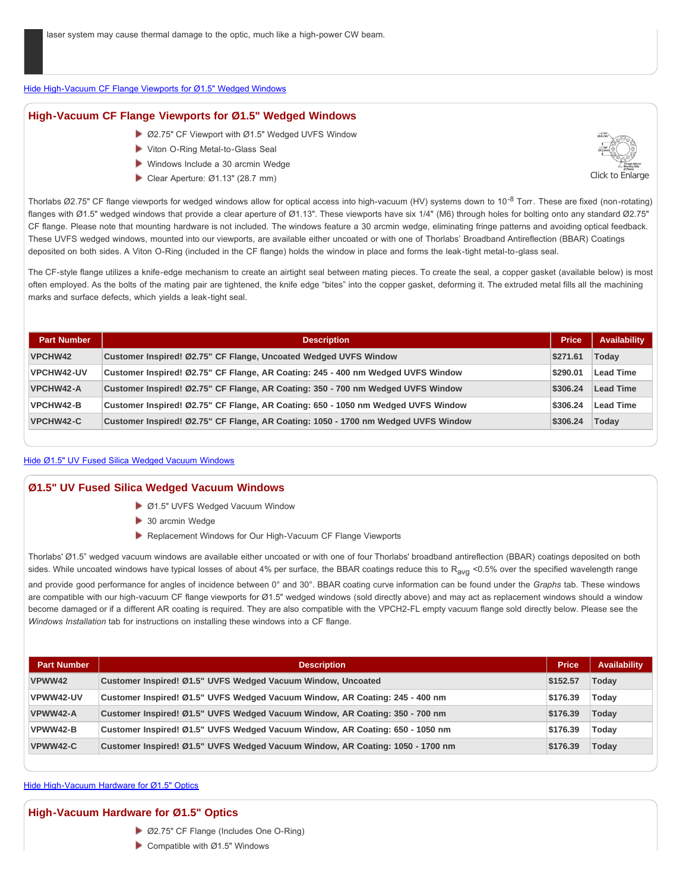laser system may cause thermal damage to the optic, much like a high-power CW beam.

Hide High-Vacuum CF Flange Viewports for Ø1.5" Wedged Windows

## High-Vacuum CF Flange Viewports for Ø1.5" Wedged Windows

- Ø2.75" CF Viewport with Ø1.5" Wedged UVFS Window
- Viton O-Ring Metal-to-Glass Seal
- Windows Include a 30 arcmin Wedge
- Clear Aperture: Ø1.13" (28.7 mm)

Click to Enlarge

Thorlabs Ø2.75" CF flange viewports for wedged windows allow for optical access into high-vacuum (HV) systems down to $10^{-8}$ Torr. These are fixed (non-rotating) flanges with Ø1.5" wedged windows that provide a clear aperture of Ø1.13". These viewports have six 1/4" (M6) through holes for bolting onto any standard Ø2.75" CF flange. Please note that mounting hardware is not included. The windows feature a 30 arcmin wedge, eliminating fringe patterns and avoiding optical feedback. These UVFS wedged windows, mounted into our viewports, are available either uncoated or with one of Thorlabs' Broadband Antireflection (BBAR) Coatings deposited on both sides. A Viton O-Ring (included in the CF flange) holds the window in place and forms the leak-tight metal-to-glass seal.

The CF-style flange utilizes a knife-edge mechanism to create an airtight seal between mating pieces. To create the seal, a copper gasket (available below) is most often employed. As the bolts of the mating pair are tightened, the knife edge "bites" into the copper gasket, deforming it. The extruded metal fills all the machining marks and surface defects, which yields a leak-tight seal.

| Part Number | Description | Price | Availability |
|---|---|---|---|
| VPCHW42 | Customer Inspired! Ø2.75" CF Flange, Uncoated Wedged UVFS Window | $271.61 | Today |
| VPCHW42-UV | Customer Inspired! Ø2.75" CF Flange, AR Coating: 245 - 400 nm Wedged UVFS Window | $290.01 | Lead Time |
| VPCHW42-A | Customer Inspired! Ø2.75" CF Flange, AR Coating: 350 - 700 nm Wedged UVFS Window | $306.24 | Lead Time |
| VPCHW42-B | Customer Inspired! Ø2.75" CF Flange, AR Coating: 650 - 1050 nm Wedged UVFS Window | $306.24 | Lead Time |
| VPCHW42-C | Customer Inspired! Ø2.75" CF Flange, AR Coating: 1050 - 1700 nm Wedged UVFS Window | $306.24 | Today |

Hide Ø1.5" UV Fused Silica Wedged Vacuum Windows

## Ø1.5" UV Fused Silica Wedged Vacuum Windows

- Ø1.5" UVFS Wedged Vacuum Window
- 30 arcmin Wedge
- Replacement Windows for Our High-Vacuum CF Flange Viewports

Thorlabs' Ø1.5" wedged vacuum windows are available either uncoated or with one of four Thorlabs' broadband antireflection (BBAR) coatings deposited on both sides. While uncoated windows have typical losses of about 4% per surface, the BBAR coatings reduce this to $R_{avg}$ <0.5% over the specified wavelength range and provide good performance for angles of incidence between 0° and 30°. BBAR coating curve information can be found under the *Graphs* tab. These windows are compatible with our high-vacuum CF flange viewports for Ø1.5" wedged windows (sold directly above) and may act as replacement windows should a window become damaged or if a different AR coating is required. They are also compatible with the VPCH2-FL empty vacuum flange sold directly below. Please see the *Windows Installation* tab for instructions on installing these windows into a CF flange.

| Part Number | Description | Price | Availability |
|---|---|---|---|
| VPWW42 | Customer Inspired! Ø1.5" UVFS Wedged Vacuum Window, Uncoated | $152.57 | Today |
| VPWW42-UV | Customer Inspired! Ø1.5" UVFS Wedged Vacuum Window, AR Coating: 245 - 400 nm | $176.39 | Today |
| VPWW42-A | Customer Inspired! Ø1.5" UVFS Wedged Vacuum Window, AR Coating: 350 - 700 nm | $176.39 | Today |
| VPWW42-B | Customer Inspired! Ø1.5" UVFS Wedged Vacuum Window, AR Coating: 650 - 1050 nm | $176.39 | Today |
| VPWW42-C | Customer Inspired! Ø1.5" UVFS Wedged Vacuum Window, AR Coating: 1050 - 1700 nm | $176.39 | Today |

Hide High-Vacuum Hardware for Ø1.5" Optics

## High-Vacuum Hardware for Ø1.5" Optics

- Ø2.75" CF Flange (Includes One O-Ring)
- Compatible with Ø1.5" Windows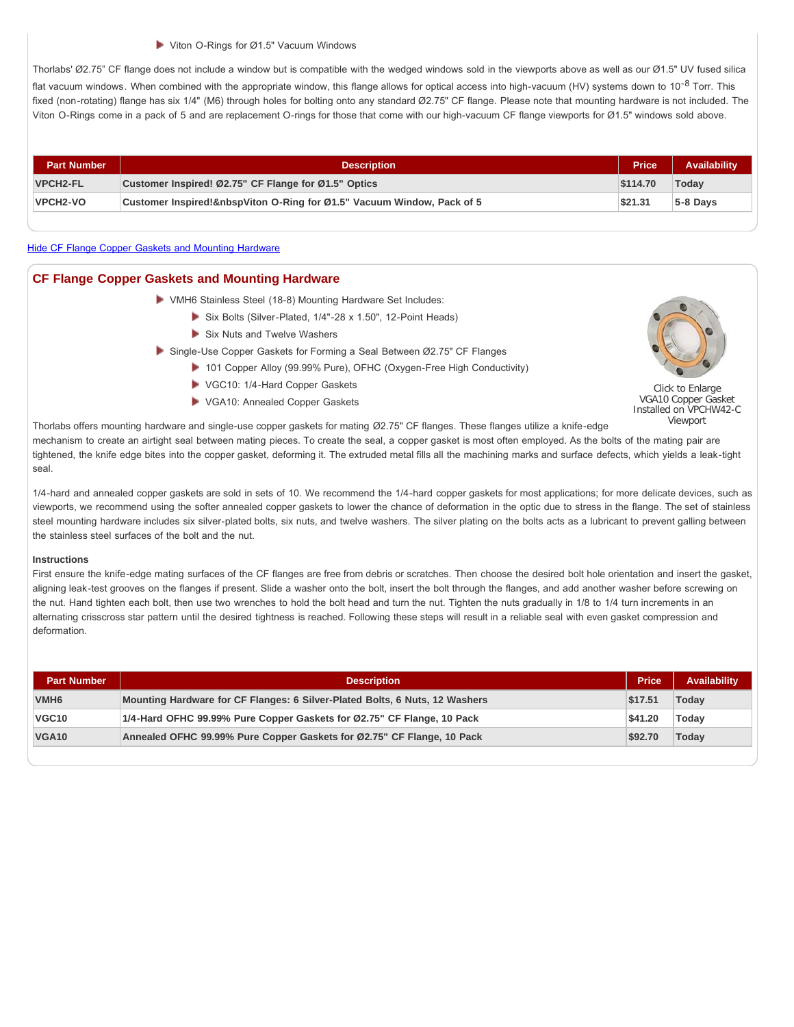- Viton O-Rings for Ø1.5" Vacuum Windows

Thorlabs' Ø2.75" CF flange does not include a window but is compatible with the wedged windows sold in the viewports above as well as our Ø1.5" UV fused silica flat vacuum windows. When combined with the appropriate window, this flange allows for optical access into high-vacuum (HV) systems down to $10^{-8}$ Torr. This fixed (non-rotating) flange has six 1/4" (M6) through holes for bolting onto any standard Ø2.75" CF flange. Please note that mounting hardware is not included. The Viton O-Rings come in a pack of 5 and are replacement O-rings for those that come with our high-vacuum CF flange viewports for Ø1.5" windows sold above.

| Part Number | Description | Price | Availability |
|---|---|---|---|
| VPCH2-FL | Customer Inspired! Ø2.75" CF Flange for Ø1.5" Optics | $114.70 | Today |
| VPCH2-VO | Customer Inspired!&nbspViton O-Ring for Ø1.5" Vacuum Window, Pack of 5 | $21.31 | 5-8 Days |

Hide CF Flange Copper Gaskets and Mounting Hardware

## CF Flange Copper Gaskets and Mounting Hardware

- VMH6 Stainless Steel (18-8) Mounting Hardware Set Includes:
  - Six Bolts (Silver-Plated, 1/4"-28 x 1.50", 12-Point Heads)
  - Six Nuts and Twelve Washers
- Single-Use Copper Gaskets for Forming a Seal Between Ø2.75" CF Flanges
  - 101 Copper Alloy (99.99% Pure), OFHC (Oxygen-Free High Conductivity)
  - VGC10: 1/4-Hard Copper Gaskets
  - VGA10: Annealed Copper Gaskets

Click to Enlarge
VGA10 Copper Gasket Installed on VPCHW42-C Viewport

Thorlabs offers mounting hardware and single-use copper gaskets for mating Ø2.75" CF flanges. These flanges utilize a knife-edge mechanism to create an airtight seal between mating pieces. To create the seal, a copper gasket is most often employed. As the bolts of the mating pair are tightened, the knife edge bites into the copper gasket, deforming it. The extruded metal fills all the machining marks and surface defects, which yields a leak-tight seal.

1/4-hard and annealed copper gaskets are sold in sets of 10. We recommend the 1/4-hard copper gaskets for most applications; for more delicate devices, such as viewports, we recommend using the softer annealed copper gaskets to lower the chance of deformation in the optic due to stress in the flange. The set of stainless steel mounting hardware includes six silver-plated bolts, six nuts, and twelve washers. The silver plating on the bolts acts as a lubricant to prevent galling between the stainless steel surfaces of the bolt and the nut.

**Instructions**
First ensure the knife-edge mating surfaces of the CF flanges are free from debris or scratches. Then choose the desired bolt hole orientation and insert the gasket, aligning leak-test grooves on the flanges if present. Slide a washer onto the bolt, insert the bolt through the flanges, and add another washer before screwing on the nut. Hand tighten each bolt, then use two wrenches to hold the bolt head and turn the nut. Tighten the nuts gradually in 1/8 to 1/4 turn increments in an alternating crisscross star pattern until the desired tightness is reached. Following these steps will result in a reliable seal with even gasket compression and deformation.

| Part Number | Description | Price | Availability |
|---|---|---|---|
| VMH6 | Mounting Hardware for CF Flanges: 6 Silver-Plated Bolts, 6 Nuts, 12 Washers | $17.51 | Today |
| VGC10 | 1/4-Hard OFHC 99.99% Pure Copper Gaskets for Ø2.75" CF Flange, 10 Pack | $41.20 | Today |
| VGA10 | Annealed OFHC 99.99% Pure Copper Gaskets for Ø2.75" CF Flange, 10 Pack | $92.70 | Today |